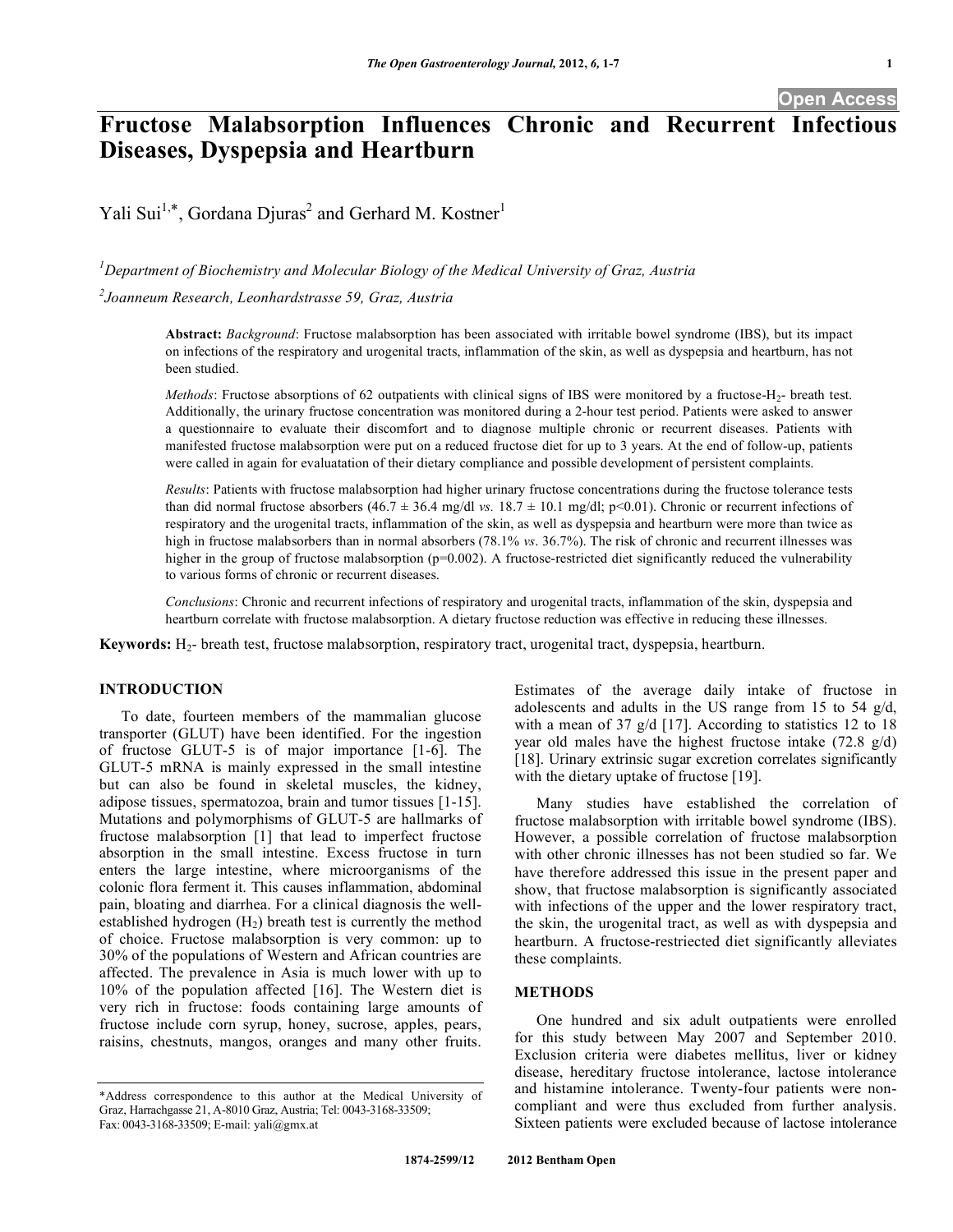Open Access

# Fructose Malabsorption Influences Chronic and Recurrent Infectious Diseases, Dyspepsia and Heartburn

Yali Sui[1,*], Gordana Djuras[2] and Gerhard M. Kostner[1]

[1]*Department of Biochemistry and Molecular Biology of the Medical University of Graz, Austria*

[2]*Joanneum Research, Leonhardstrasse 59, Graz, Austria*

**Abstract:** *Background*: Fructose malabsorption has been associated with irritable bowel syndrome (IBS), but its impact on infections of the respiratory and urogenital tracts, inflammation of the skin, as well as dyspepsia and heartburn, has not been studied.

*Methods*: Fructose absorptions of 62 outpatients with clinical signs of IBS were monitored by a fructose-$H_2$- breath test. Additionally, the urinary fructose concentration was monitored during a 2-hour test period. Patients were asked to answer a questionnaire to evaluate their discomfort and to diagnose multiple chronic or recurrent diseases. Patients with manifested fructose malabsorption were put on a reduced fructose diet for up to 3 years. At the end of follow-up, patients were called in again for evaluatation of their dietary compliance and possible development of persistent complaints.

*Results*: Patients with fructose malabsorption had higher urinary fructose concentrations during the fructose tolerance tests than did normal fructose absorbers (46.7 ± 36.4 mg/dl *vs.* 18.7 ± 10.1 mg/dl; $p<0.01$). Chronic or recurrent infections of respiratory and the urogenital tracts, inflammation of the skin, as well as dyspepsia and heartburn were more than twice as high in fructose malabsorbers than in normal absorbers (78.1% *vs*. 36.7%). The risk of chronic and recurrent illnesses was higher in the group of fructose malabsorption ($p=0.002$). A fructose-restricted diet significantly reduced the vulnerability to various forms of chronic or recurrent diseases.

*Conclusions*: Chronic and recurrent infections of respiratory and urogenital tracts, inflammation of the skin, dyspepsia and heartburn correlate with fructose malabsorption. A dietary fructose reduction was effective in reducing these illnesses.

**Keywords:** $H_2$- breath test, fructose malabsorption, respiratory tract, urogenital tract, dyspepsia, heartburn.

## INTRODUCTION

To date, fourteen members of the mammalian glucose transporter (GLUT) have been identified. For the ingestion of fructose GLUT-5 is of major importance [1-6]. The GLUT-5 mRNA is mainly expressed in the small intestine but can also be found in skeletal muscles, the kidney, adipose tissues, spermatozoa, brain and tumor tissues [1-15]. Mutations and polymorphisms of GLUT-5 are hallmarks of fructose malabsorption [1] that lead to imperfect fructose absorption in the small intestine. Excess fructose in turn enters the large intestine, where microorganisms of the colonic flora ferment it. This causes inflammation, abdominal pain, bloating and diarrhea. For a clinical diagnosis the well-established hydrogen ($H_2$) breath test is currently the method of choice. Fructose malabsorption is very common: up to 30% of the populations of Western and African countries are affected. The prevalence in Asia is much lower with up to 10% of the population affected [16]. The Western diet is very rich in fructose: foods containing large amounts of fructose include corn syrup, honey, sucrose, apples, pears, raisins, chestnuts, mangos, oranges and many other fruits. Estimates of the average daily intake of fructose in adolescents and adults in the US range from 15 to 54 g/d, with a mean of 37 g/d [17]. According to statistics 12 to 18 year old males have the highest fructose intake (72.8 g/d) [18]. Urinary extrinsic sugar excretion correlates significantly with the dietary uptake of fructose [19].

Many studies have established the correlation of fructose malabsorption with irritable bowel syndrome (IBS). However, a possible correlation of fructose malabsorption with other chronic illnesses has not been studied so far. We have therefore addressed this issue in the present paper and show, that fructose malabsorption is significantly associated with infections of the upper and the lower respiratory tract, the skin, the urogenital tract, as well as with dyspepsia and heartburn. A fructose-restriected diet significantly alleviates these complaints.

## METHODS

One hundred and six adult outpatients were enrolled for this study between May 2007 and September 2010. Exclusion criteria were diabetes mellitus, liver or kidney disease, hereditary fructose intolerance, lactose intolerance and histamine intolerance. Twenty-four patients were non-compliant and were thus excluded from further analysis. Sixteen patients were excluded because of lactose intolerance

*Address correspondence to this author at the Medical University of Graz, Harrachgasse 21, A-8010 Graz, Austria; Tel: 0043-3168-33509; Fax: 0043-3168-33509; E-mail: yali@gmx.at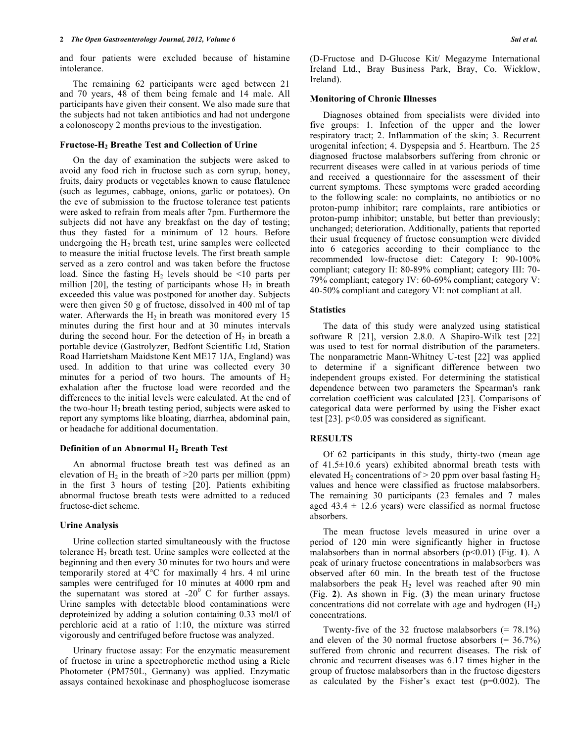and four patients were excluded because of histamine intolerance.

The remaining 62 participants were aged between 21 and 70 years, 48 of them being female and 14 male. All participants have given their consent. We also made sure that the subjects had not taken antibiotics and had not undergone a colonoscopy 2 months previous to the investigation.

### Fructose-$H_2$ Breathe Test and Collection of Urine

On the day of examination the subjects were asked to avoid any food rich in fructose such as corn syrup, honey, fruits, dairy products or vegetables known to cause flatulence (such as legumes, cabbage, onions, garlic or potatoes). On the eve of submission to the fructose tolerance test patients were asked to refrain from meals after 7pm. Furthermore the subjects did not have any breakfast on the day of testing; thus they fasted for a minimum of 12 hours. Before undergoing the $H_2$ breath test, urine samples were collected to measure the initial fructose levels. The first breath sample served as a zero control and was taken before the fructose load. Since the fasting $H_2$ levels should be <10 parts per million [20], the testing of participants whose $H_2$ in breath exceeded this value was postponed for another day. Subjects were then given 50 g of fructose, dissolved in 400 ml of tap water. Afterwards the $H_2$ in breath was monitored every 15 minutes during the first hour and at 30 minutes intervals during the second hour. For the detection of $H_2$ in breath a portable device (Gastrolyzer, Bedfont Scientific Ltd, Station Road Harrietsham Maidstone Kent ME17 1JA, England) was used. In addition to that urine was collected every 30 minutes for a period of two hours. The amounts of $H_2$ exhalation after the fructose load were recorded and the differences to the initial levels were calculated. At the end of the two-hour $H_2$ breath testing period, subjects were asked to report any symptoms like bloating, diarrhea, abdominal pain, or headache for additional documentation.

### Definition of an Abnormal $H_2$ Breath Test

An abnormal fructose breath test was defined as an elevation of $H_2$ in the breath of >20 parts per million (ppm) in the first 3 hours of testing [20]. Patients exhibiting abnormal fructose breath tests were admitted to a reduced fructose-diet scheme.

### Urine Analysis

Urine collection started simultaneously with the fructose tolerance $H_2$ breath test. Urine samples were collected at the beginning and then every 30 minutes for two hours and were temporarily stored at 4°C for maximally 4 hrs. 4 ml urine samples were centrifuged for 10 minutes at 4000 rpm and the supernatant was stored at -20$^0$ C for further assays. Urine samples with detectable blood contaminations were deproteinized by adding a solution containing 0.33 mol/l of perchloric acid at a ratio of 1:10, the mixture was stirred vigorously and centrifuged before fructose was analyzed.

Urinary fructose assay: For the enzymatic measurement of fructose in urine a spectrophoretic method using a Riele Photometer (PM750L, Germany) was applied. Enzymatic assays contained hexokinase and phosphoglucose isomerase (D-Fructose and D-Glucose Kit/ Megazyme International Ireland Ltd., Bray Business Park, Bray, Co. Wicklow, Ireland).

### Monitoring of Chronic Illnesses

Diagnoses obtained from specialists were divided into five groups: 1. Infection of the upper and the lower respiratory tract; 2. Inflammation of the skin; 3. Recurrent urogenital infection; 4. Dyspepsia and 5. Heartburn. The 25 diagnosed fructose malabsorbers suffering from chronic or recurrent diseases were called in at various periods of time and received a questionnaire for the assessment of their current symptoms. These symptoms were graded according to the following scale: no complaints, no antibiotics or no proton-pump inhibitor; rare complaints, rare antibiotics or proton-pump inhibitor; unstable, but better than previously; unchanged; deterioration. Additionally, patients that reported their usual frequency of fructose consumption were divided into 6 categories according to their compliance to the recommended low-fructose diet: Category I: 90-100% compliant; category II: 80-89% compliant; category III: 70-79% compliant; category IV: 60-69% compliant; category V: 40-50% compliant and category VI: not compliant at all.

### Statistics

The data of this study were analyzed using statistical software R [21], version 2.8.0. A Shapiro-Wilk test [22] was used to test for normal distribution of the parameters. The nonparametric Mann-Whitney U-test [22] was applied to determine if a significant difference between two independent groups existed. For determining the statistical dependence between two parameters the Spearman's rank correlation coefficient was calculated [23]. Comparisons of categorical data were performed by using the Fisher exact test [23]. $p<0.05$ was considered as significant.

## RESULTS

Of 62 participants in this study, thirty-two (mean age of 41.5±10.6 years) exhibited abnormal breath tests with elevated $H_2$ concentrations of > 20 ppm over basal fasting $H_2$ values and hence were classified as fructose malabsorbers. The remaining 30 participants (23 females and 7 males aged 43.4 ± 12.6 years) were classified as normal fructose absorbers.

The mean fructose levels measured in urine over a period of 120 min were significantly higher in fructose malabsorbers than in normal absorbers ($p<0.01$) (Fig. **1**). A peak of urinary fructose concentrations in malabsorbers was observed after 60 min. In the breath test of the fructose malabsorbers the peak $H_2$ level was reached after 90 min (Fig. **2**). As shown in Fig. (**3**) the mean urinary fructose concentrations did not correlate with age and hydrogen ($H_2$) concentrations.

Twenty-five of the 32 fructose malabsorbers (= 78.1%) and eleven of the 30 normal fructose absorbers (= 36.7%) suffered from chronic and recurrent diseases. The risk of chronic and recurrent diseases was 6.17 times higher in the group of fructose malabsorbers than in the fructose digesters as calculated by the Fisher's exact test ($p=0.002$). The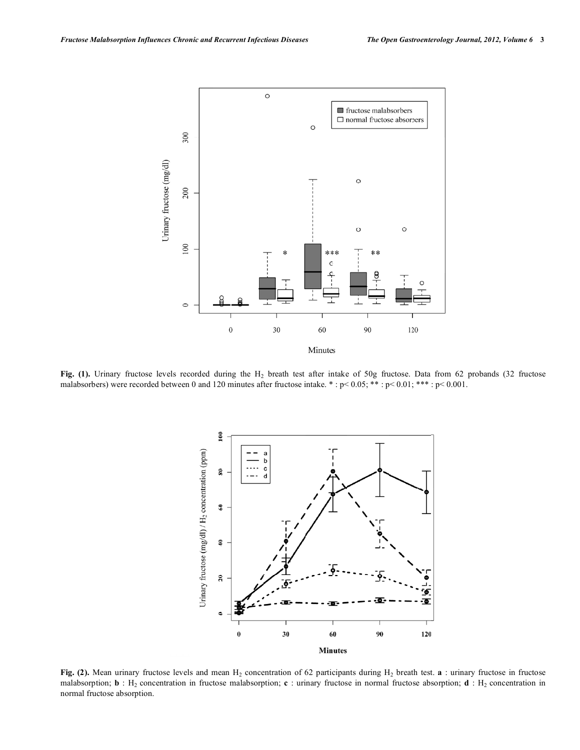Fig. (1). Urinary fructose levels recorded during the $H_2$ breath test after intake of 50g fructose. Data from 62 probands (32 fructose malabsorbers) were recorded between 0 and 120 minutes after fructose intake. * : $p< 0.05$; ** : $p< 0.01$; *** : $p< 0.001$.

Fig. (2). Mean urinary fructose levels and mean $H_2$ concentration of 62 participants during $H_2$ breath test. **a** : urinary fructose in fructose malabsorption; **b** : $H_2$ concentration in fructose malabsorption; **c** : urinary fructose in normal fructose absorption; **d** : $H_2$ concentration in normal fructose absorption.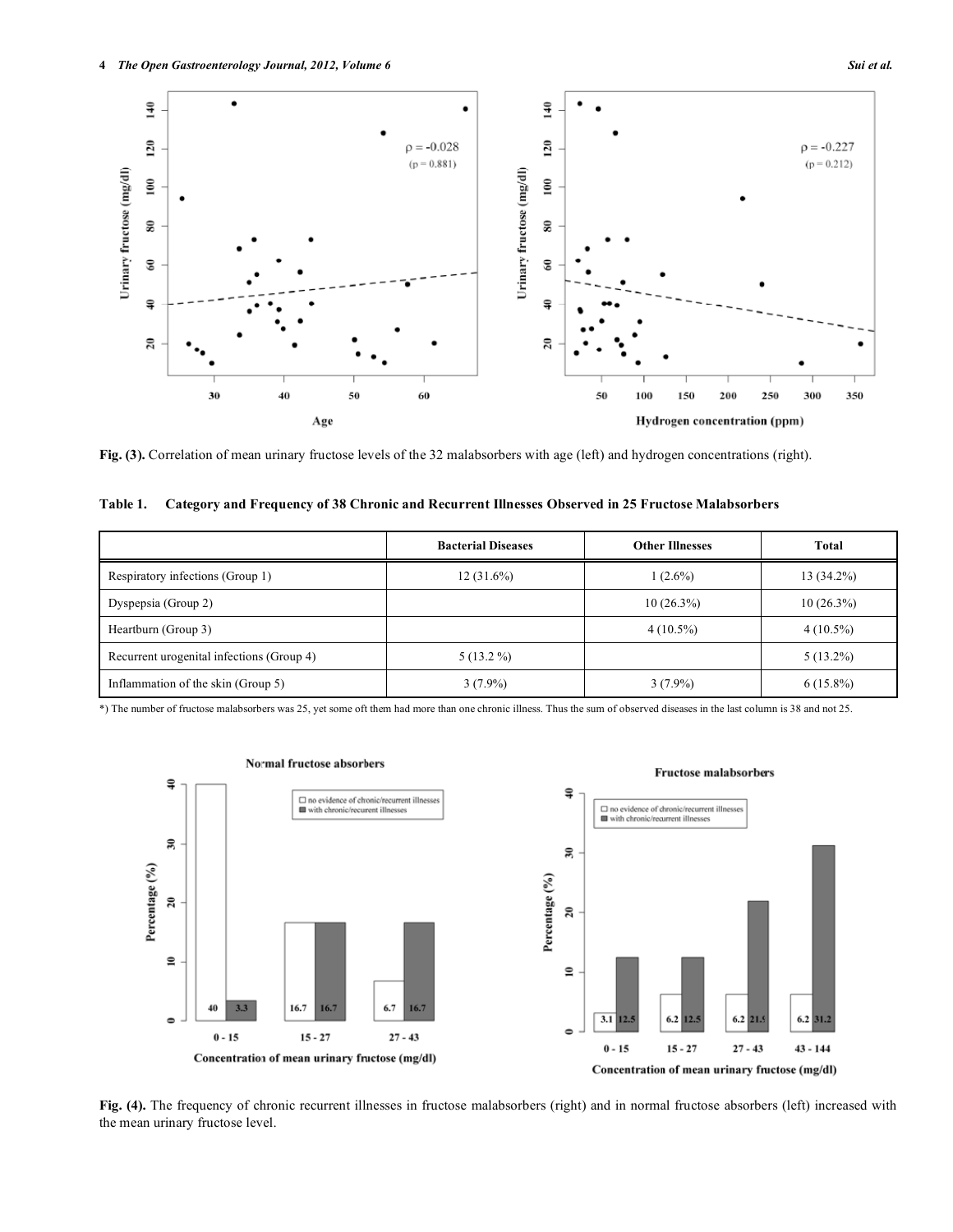Fig. (3). Correlation of mean urinary fructose levels of the 32 malabsorbers with age (left) and hydrogen concentrations (right).

**Table 1. Category and Frequency of 38 Chronic and Recurrent Illnesses Observed in 25 Fructose Malabsorbers**

| | Bacterial Diseases | Other Illnesses | Total |
|---|---|---|---|
| Respiratory infections (Group 1) | 12 (31.6%) | 1 (2.6%) | 13 (34.2%) |
| Dyspepsia (Group 2) | | 10 (26.3%) | 10 (26.3%) |
| Heartburn (Group 3) | | 4 (10.5%) | 4 (10.5%) |
| Recurrent urogenital infections (Group 4) | 5 (13.2 %) | | 5 (13.2%) |
| Inflammation of the skin (Group 5) | 3 (7.9%) | 3 (7.9%) | 6 (15.8%) |

*) The number of fructose malabsorbers was 25, yet some oft them had more than one chronic illness. Thus the sum of observed diseases in the last column is 38 and not 25.

Fig. (4). The frequency of chronic recurrent illnesses in fructose malabsorbers (right) and in normal fructose absorbers (left) increased with the mean urinary fructose level.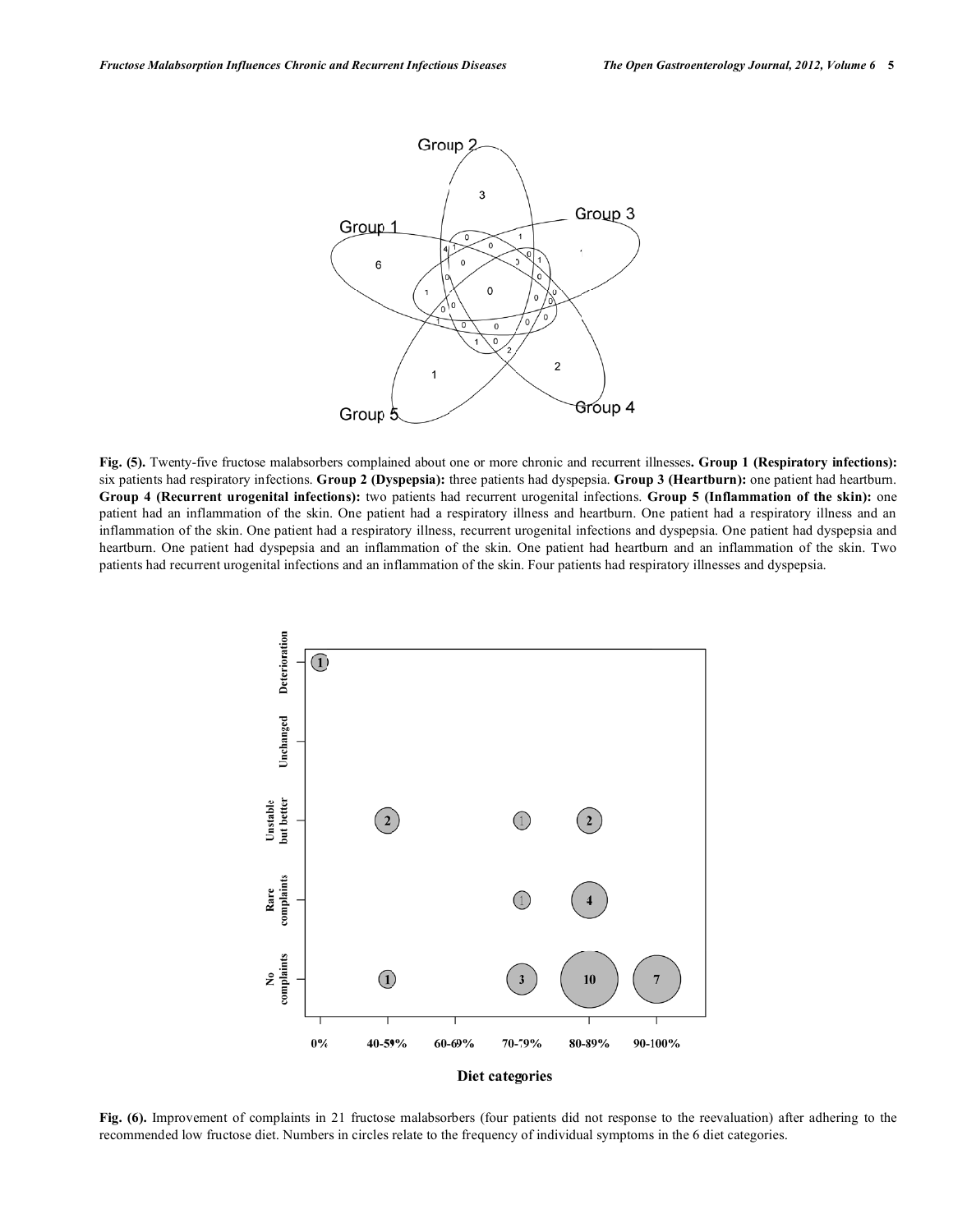**Fig. (5).** Twenty-five fructose malabsorbers complained about one or more chronic and recurrent illnesses**. Group 1 (Respiratory infections):** six patients had respiratory infections. **Group 2 (Dyspepsia):** three patients had dyspepsia. **Group 3 (Heartburn):** one patient had heartburn. **Group 4 (Recurrent urogenital infections):** two patients had recurrent urogenital infections. **Group 5 (Inflammation of the skin):** one patient had an inflammation of the skin. One patient had a respiratory illness and heartburn. One patient had a respiratory illness and an inflammation of the skin. One patient had a respiratory illness, recurrent urogenital infections and dyspepsia. One patient had dyspepsia and heartburn. One patient had dyspepsia and an inflammation of the skin. One patient had heartburn and an inflammation of the skin. Two patients had recurrent urogenital infections and an inflammation of the skin. Four patients had respiratory illnesses and dyspepsia.

**Fig. (6).** Improvement of complaints in 21 fructose malabsorbers (four patients did not response to the reevaluation) after adhering to the recommended low fructose diet. Numbers in circles relate to the frequency of individual symptoms in the 6 diet categories.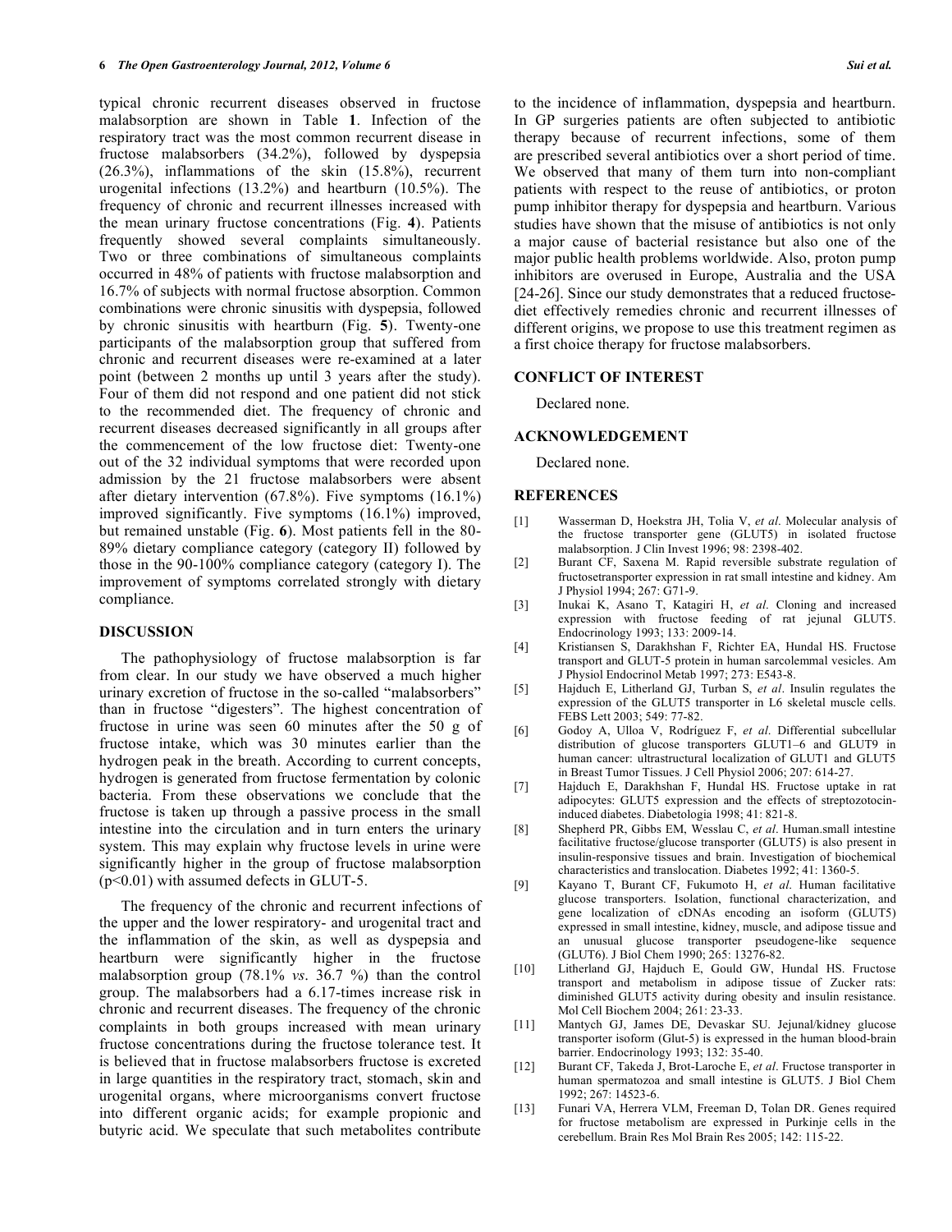typical chronic recurrent diseases observed in fructose malabsorption are shown in Table **1**. Infection of the respiratory tract was the most common recurrent disease in fructose malabsorbers (34.2%), followed by dyspepsia (26.3%), inflammations of the skin (15.8%), recurrent urogenital infections (13.2%) and heartburn (10.5%). The frequency of chronic and recurrent illnesses increased with the mean urinary fructose concentrations (Fig. **4**). Patients frequently showed several complaints simultaneously. Two or three combinations of simultaneous complaints occurred in 48% of patients with fructose malabsorption and 16.7% of subjects with normal fructose absorption. Common combinations were chronic sinusitis with dyspepsia, followed by chronic sinusitis with heartburn (Fig. **5**). Twenty-one participants of the malabsorption group that suffered from chronic and recurrent diseases were re-examined at a later point (between 2 months up until 3 years after the study). Four of them did not respond and one patient did not stick to the recommended diet. The frequency of chronic and recurrent diseases decreased significantly in all groups after the commencement of the low fructose diet: Twenty-one out of the 32 individual symptoms that were recorded upon admission by the 21 fructose malabsorbers were absent after dietary intervention (67.8%). Five symptoms (16.1%) improved significantly. Five symptoms (16.1%) improved, but remained unstable (Fig. **6**). Most patients fell in the 80-89% dietary compliance category (category II) followed by those in the 90-100% compliance category (category I). The improvement of symptoms correlated strongly with dietary compliance.

## DISCUSSION

The pathophysiology of fructose malabsorption is far from clear. In our study we have observed a much higher urinary excretion of fructose in the so-called "malabsorbers" than in fructose "digesters". The highest concentration of fructose in urine was seen 60 minutes after the 50 g of fructose intake, which was 30 minutes earlier than the hydrogen peak in the breath. According to current concepts, hydrogen is generated from fructose fermentation by colonic bacteria. From these observations we conclude that the fructose is taken up through a passive process in the small intestine into the circulation and in turn enters the urinary system. This may explain why fructose levels in urine were significantly higher in the group of fructose malabsorption ($p<0.01$) with assumed defects in GLUT-5.

The frequency of the chronic and recurrent infections of the upper and the lower respiratory- and urogenital tract and the inflammation of the skin, as well as dyspepsia and heartburn were significantly higher in the fructose malabsorption group (78.1% *vs*. 36.7 %) than the control group. The malabsorbers had a 6.17-times increase risk in chronic and recurrent diseases. The frequency of the chronic complaints in both groups increased with mean urinary fructose concentrations during the fructose tolerance test. It is believed that in fructose malabsorbers fructose is excreted in large quantities in the respiratory tract, stomach, skin and urogenital organs, where microorganisms convert fructose into different organic acids; for example propionic and butyric acid. We speculate that such metabolites contribute to the incidence of inflammation, dyspepsia and heartburn. In GP surgeries patients are often subjected to antibiotic therapy because of recurrent infections, some of them are prescribed several antibiotics over a short period of time. We observed that many of them turn into non-compliant patients with respect to the reuse of antibiotics, or proton pump inhibitor therapy for dyspepsia and heartburn. Various studies have shown that the misuse of antibiotics is not only a major cause of bacterial resistance but also one of the major public health problems worldwide. Also, proton pump inhibitors are overused in Europe, Australia and the USA [24-26]. Since our study demonstrates that a reduced fructose-diet effectively remedies chronic and recurrent illnesses of different origins, we propose to use this treatment regimen as a first choice therapy for fructose malabsorbers.

## CONFLICT OF INTEREST

Declared none.

## ACKNOWLEDGEMENT

Declared none.

## REFERENCES

[1] Wasserman D, Hoekstra JH, Tolia V, *et al*. Molecular analysis of the fructose transporter gene (GLUT5) in isolated fructose malabsorption. J Clin Invest 1996; 98: 2398-402.

[2] Burant CF, Saxena M. Rapid reversible substrate regulation of fructosetransporter expression in rat small intestine and kidney. Am J Physiol 1994; 267: G71-9.

[3] Inukai K, Asano T, Katagiri H, *et al*. Cloning and increased expression with fructose feeding of rat jejunal GLUT5. Endocrinology 1993; 133: 2009-14.

[4] Kristiansen S, Darakhshan F, Richter EA, Hundal HS. Fructose transport and GLUT-5 protein in human sarcolemmal vesicles. Am J Physiol Endocrinol Metab 1997; 273: E543-8.

[5] Hajduch E, Litherland GJ, Turban S, *et al*. Insulin regulates the expression of the GLUT5 transporter in L6 skeletal muscle cells. FEBS Lett 2003; 549: 77-82.

[6] Godoy A, Ulloa V, Rodríguez F, *et al*. Differential subcellular distribution of glucose transporters GLUT1–6 and GLUT9 in human cancer: ultrastructural localization of GLUT1 and GLUT5 in Breast Tumor Tissues. J Cell Physiol 2006; 207: 614-27.

[7] Hajduch E, Darakhshan F, Hundal HS. Fructose uptake in rat adipocytes: GLUT5 expression and the effects of streptozotocin-induced diabetes. Diabetologia 1998; 41: 821-8.

[8] Shepherd PR, Gibbs EM, Wesslau C, *et al*. Human.small intestine facilitative fructose/glucose transporter (GLUT5) is also present in insulin-responsive tissues and brain. Investigation of biochemical characteristics and translocation. Diabetes 1992; 41: 1360-5.

[9] Kayano T, Burant CF, Fukumoto H, *et al*. Human facilitative glucose transporters. Isolation, functional characterization, and gene localization of cDNAs encoding an isoform (GLUT5) expressed in small intestine, kidney, muscle, and adipose tissue and an unusual glucose transporter pseudogene-like sequence (GLUT6). J Biol Chem 1990; 265: 13276-82.

[10] Litherland GJ, Hajduch E, Gould GW, Hundal HS. Fructose transport and metabolism in adipose tissue of Zucker rats: diminished GLUT5 activity during obesity and insulin resistance. Mol Cell Biochem 2004; 261: 23-33.

[11] Mantych GJ, James DE, Devaskar SU. Jejunal/kidney glucose transporter isoform (Glut-5) is expressed in the human blood-brain barrier. Endocrinology 1993; 132: 35-40.

[12] Burant CF, Takeda J, Brot-Laroche E, *et al*. Fructose transporter in human spermatozoa and small intestine is GLUT5. J Biol Chem 1992; 267: 14523-6.

[13] Funari VA, Herrera VLM, Freeman D, Tolan DR. Genes required for fructose metabolism are expressed in Purkinje cells in the cerebellum. Brain Res Mol Brain Res 2005; 142: 115-22.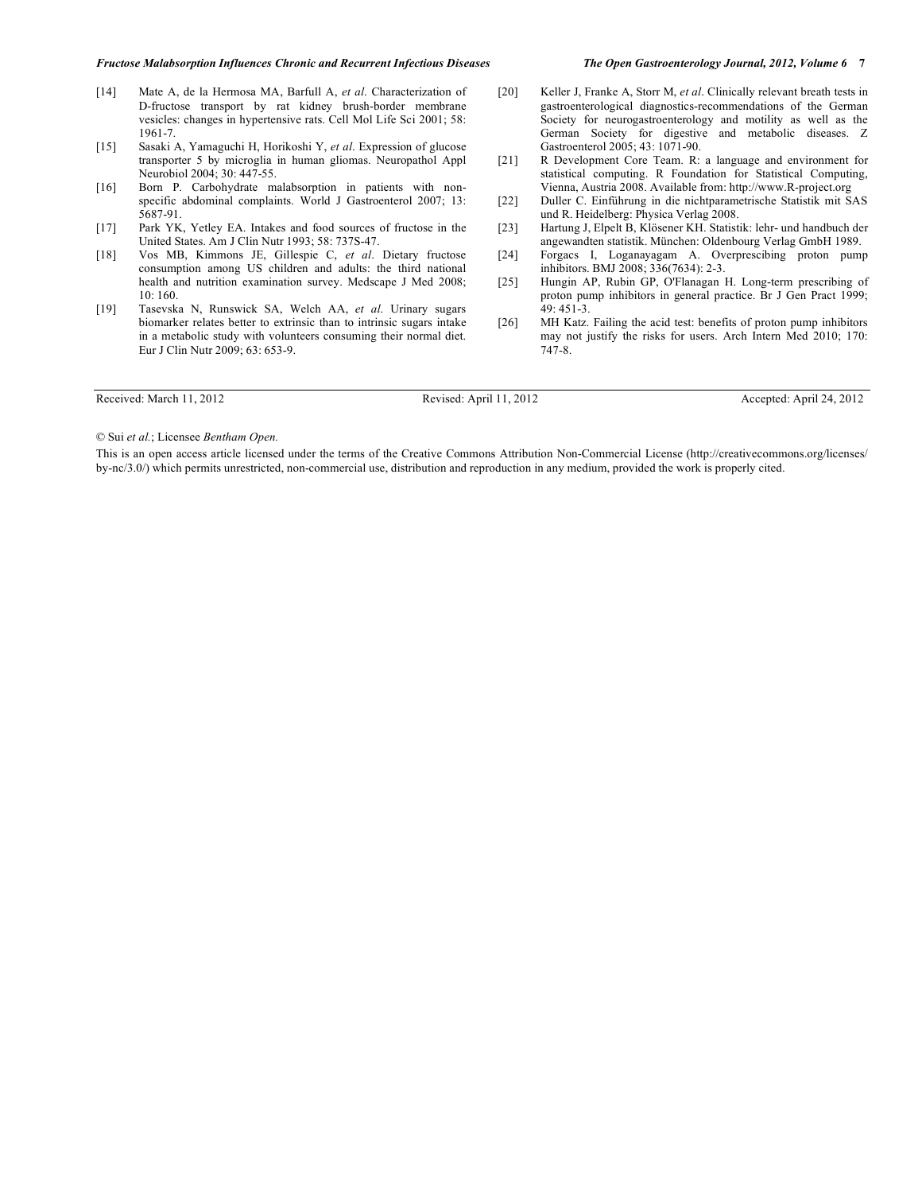[14] Mate A, de la Hermosa MA, Barfull A, *et al*. Characterization of D-fructose transport by rat kidney brush-border membrane vesicles: changes in hypertensive rats. Cell Mol Life Sci 2001; 58: 1961-7.

[15] Sasaki A, Yamaguchi H, Horikoshi Y, *et al*. Expression of glucose transporter 5 by microglia in human gliomas. Neuropathol Appl Neurobiol 2004; 30: 447-55.

[16] Born P. Carbohydrate malabsorption in patients with non-specific abdominal complaints. World J Gastroenterol 2007; 13: 5687-91.

[17] Park YK, Yetley EA. Intakes and food sources of fructose in the United States. Am J Clin Nutr 1993; 58: 737S-47.

[18] Vos MB, Kimmons JE, Gillespie C, *et al*. Dietary fructose consumption among US children and adults: the third national health and nutrition examination survey. Medscape J Med 2008; 10: 160.

[19] Tasevska N, Runswick SA, Welch AA, *et al*. Urinary sugars biomarker relates better to extrinsic than to intrinsic sugars intake in a metabolic study with volunteers consuming their normal diet. Eur J Clin Nutr 2009; 63: 653-9.

[20] Keller J, Franke A, Storr M, *et al*. Clinically relevant breath tests in gastroenterological diagnostics-recommendations of the German Society for neurogastroenterology and motility as well as the German Society for digestive and metabolic diseases. Z Gastroenterol 2005; 43: 1071-90.

[21] R Development Core Team. R: a language and environment for statistical computing. R Foundation for Statistical Computing, Vienna, Austria 2008. Available from: http://www.R-project.org

[22] Duller C. Einführung in die nichtparametrische Statistik mit SAS und R. Heidelberg: Physica Verlag 2008.

[23] Hartung J, Elpelt B, Klösener KH. Statistik: lehr- und handbuch der angewandten statistik. München: Oldenbourg Verlag GmbH 1989.

[24] Forgacs I, Loganayagam A. Overprescibing proton pump inhibitors. BMJ 2008; 336(7634): 2-3.

[25] Hungin AP, Rubin GP, O'Flanagan H. Long-term prescribing of proton pump inhibitors in general practice. Br J Gen Pract 1999; 49: 451-3.

[26] MH Katz. Failing the acid test: benefits of proton pump inhibitors may not justify the risks for users. Arch Intern Med 2010; 170: 747-8.

Received: March 11, 2012 Revised: April 11, 2012 Accepted: April 24, 2012

© Sui *et al.*; Licensee *Bentham Open.*

This is an open access article licensed under the terms of the Creative Commons Attribution Non-Commercial License (http://creativecommons.org/licenses/by-nc/3.0/) which permits unrestricted, non-commercial use, distribution and reproduction in any medium, provided the work is properly cited.